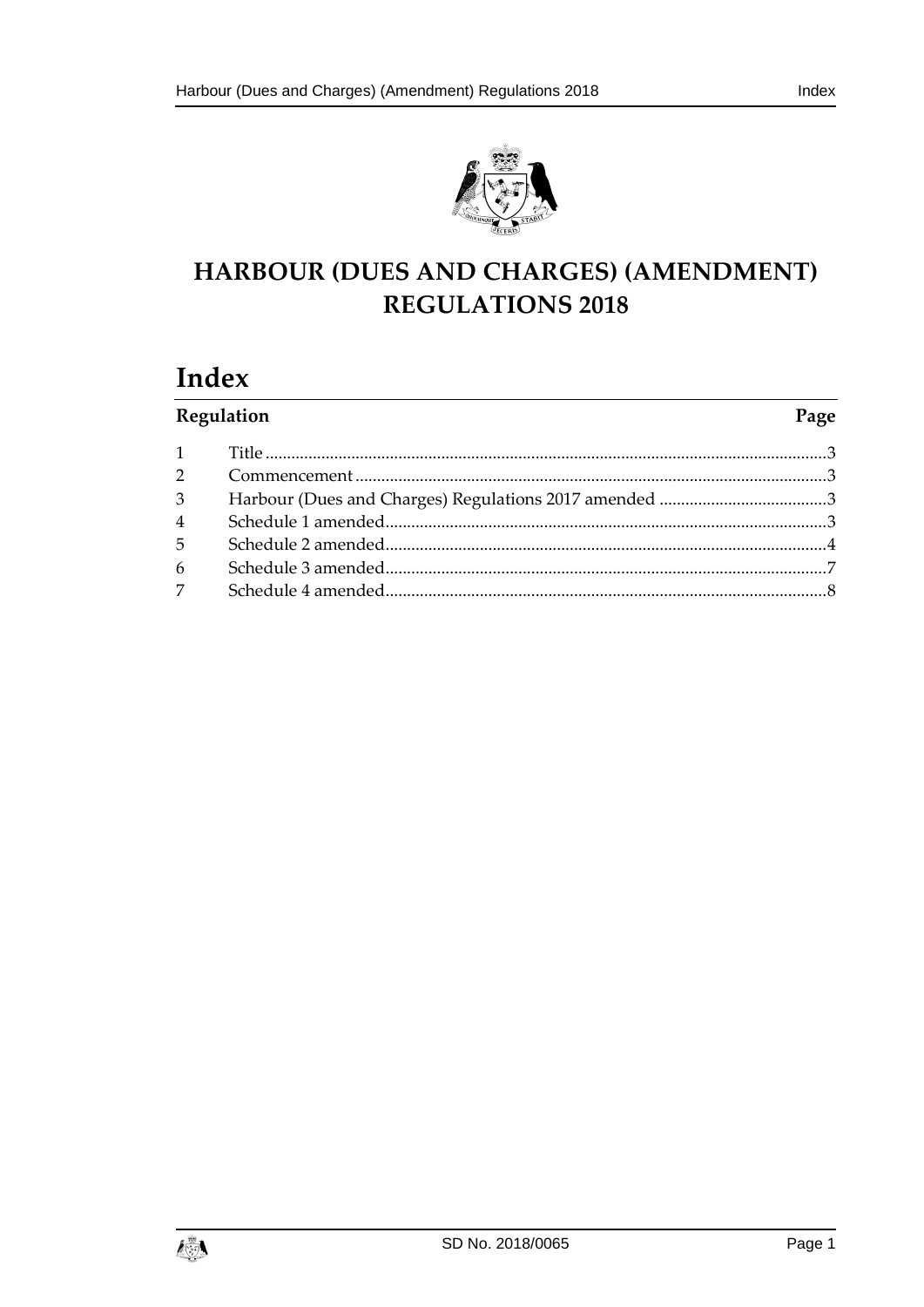# HARBOUR (DUES AND CHARGES) (AMENDMENT) REGULATIONS 2018

## Index

| Regulation | | Page |
|---|---|---|
| 1 | Title | 3 |
| 2 | Commencement | 3 |
| 3 | Harbour (Dues and Charges) Regulations 2017 amended | 3 |
| 4 | Schedule 1 amended | 3 |
| 5 | Schedule 2 amended | 4 |
| 6 | Schedule 3 amended | 7 |
| 7 | Schedule 4 amended | 8 |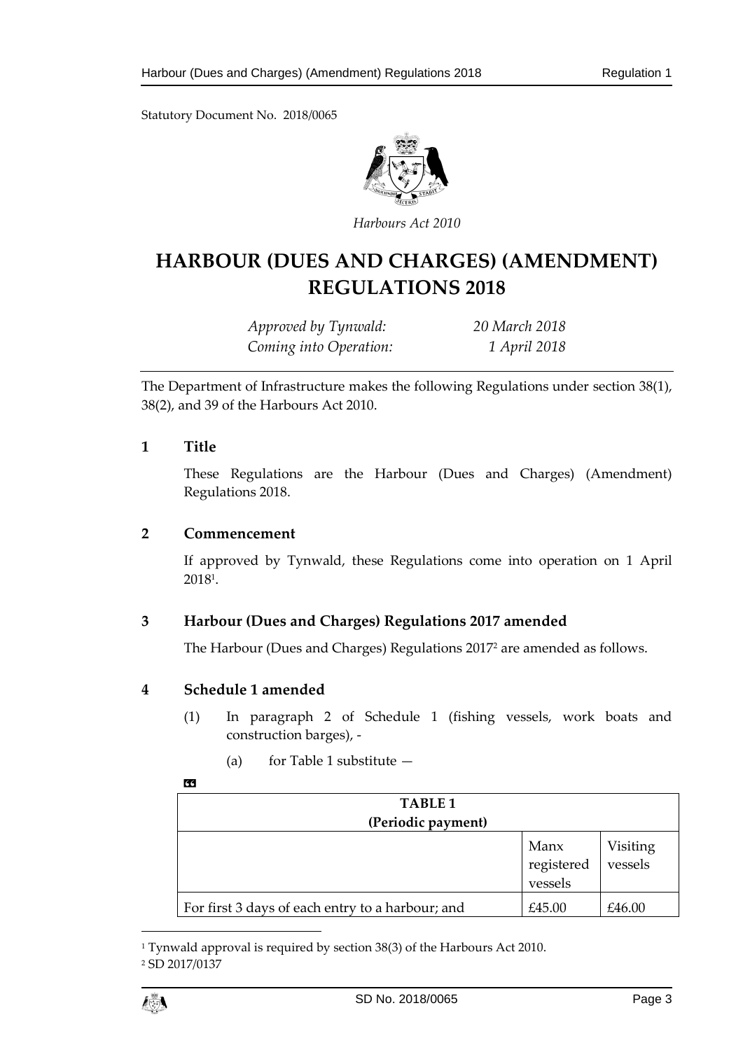Statutory Document No. 2018/0065

*Harbours Act 2010*

# HARBOUR (DUES AND CHARGES) (AMENDMENT) REGULATIONS 2018

*Approved by Tynwald:* *20 March 2018*
*Coming into Operation:* *1 April 2018*

The Department of Infrastructure makes the following Regulations under section 38(1), 38(2), and 39 of the Harbours Act 2010.

## 1 Title

These Regulations are the Harbour (Dues and Charges) (Amendment) Regulations 2018.

## 2 Commencement

If approved by Tynwald, these Regulations come into operation on 1 April 2018[1].

## 3 Harbour (Dues and Charges) Regulations 2017 amended

The Harbour (Dues and Charges) Regulations 2017[2] are amended as follows.

## 4 Schedule 1 amended

(1) In paragraph 2 of Schedule 1 (fishing vessels, work boats and construction barges), -

(a) for Table 1 substitute —

«

| TABLE 1 (Periodic payment) | | |
|---|---|---|
| | Manx registered vessels | Visiting vessels |
| For first 3 days of each entry to a harbour; and | £45.00 | £46.00 |

---

[1] Tynwald approval is required by section 38(3) of the Harbours Act 2010.

[2] SD 2017/0137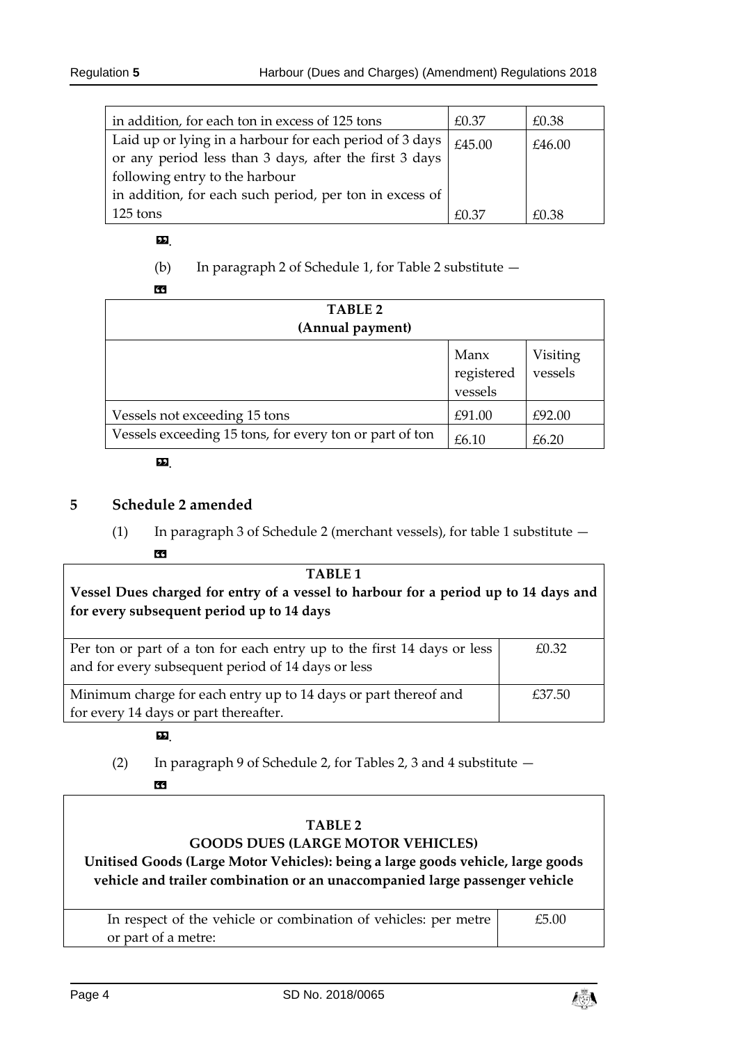| | | |
|---|---|---|
| in addition, for each ton in excess of 125 tons | £0.37 | £0.38 |
| Laid up or lying in a harbour for each period of 3 days or any period less than 3 days, after the first 3 days following entry to the harbour | £45.00 | £46.00 |
| in addition, for each such period, per ton in excess of 125 tons | £0.37 | £0.38 |

”.

(b) In paragraph 2 of Schedule 1, for Table 2 substitute —

“

| **TABLE 2** **(Annual payment)** | | |
|---|---|---|
| | Manx registered vessels | Visiting vessels |
| Vessels not exceeding 15 tons | £91.00 | £92.00 |
| Vessels exceeding 15 tons, for every ton or part of ton | £6.10 | £6.20 |

”.

## 5 Schedule 2 amended

(1) In paragraph 3 of Schedule 2 (merchant vessels), for table 1 substitute —

“

| **TABLE 1** **Vessel Dues charged for entry of a vessel to harbour for a period up to 14 days and for every subsequent period up to 14 days** | |
|---|---|
| Per ton or part of a ton for each entry up to the first 14 days or less and for every subsequent period of 14 days or less | £0.32 |
| Minimum charge for each entry up to 14 days or part thereof and for every 14 days or part thereafter. | £37.50 |

”.

(2) In paragraph 9 of Schedule 2, for Tables 2, 3 and 4 substitute —

“

| **TABLE 2** **GOODS DUES (LARGE MOTOR VEHICLES)** **Unitised Goods (Large Motor Vehicles): being a large goods vehicle, large goods vehicle and trailer combination or an unaccompanied large passenger vehicle** | |
|---|---|
| In respect of the vehicle or combination of vehicles: per metre or part of a metre: | £5.00 |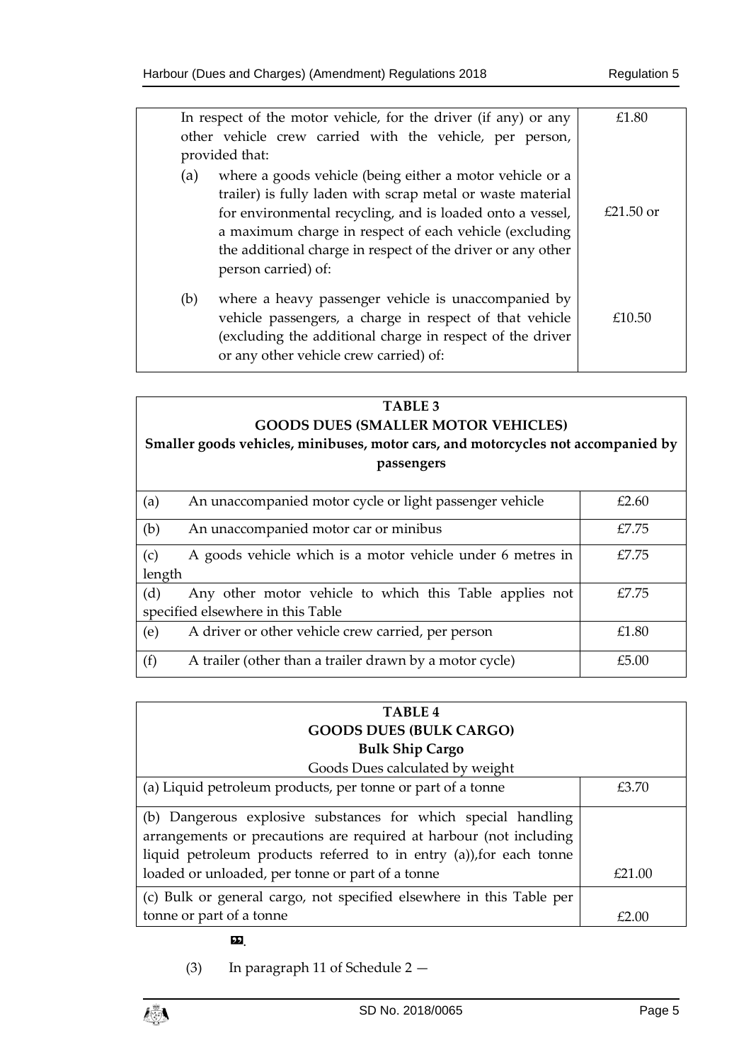| | |
|---|---|
| In respect of the motor vehicle, for the driver (if any) or any other vehicle crew carried with the vehicle, per person, provided that: | £1.80 |
| (a) where a goods vehicle (being either a motor vehicle or a trailer) is fully laden with scrap metal or waste material for environmental recycling, and is loaded onto a vessel, a maximum charge in respect of each vehicle (excluding the additional charge in respect of the driver or any other person carried) of: | £21.50 or |
| (b) where a heavy passenger vehicle is unaccompanied by vehicle passengers, a charge in respect of that vehicle (excluding the additional charge in respect of the driver or any other vehicle crew carried) of: | £10.50 |

| **TABLE 3**<br>**GOODS DUES (SMALLER MOTOR VEHICLES)**<br>**Smaller goods vehicles, minibuses, motor cars, and motorcycles not accompanied by passengers** | |
|---|---|
| (a) An unaccompanied motor cycle or light passenger vehicle | £2.60 |
| (b) An unaccompanied motor car or minibus | £7.75 |
| (c) A goods vehicle which is a motor vehicle under 6 metres in length | £7.75 |
| (d) Any other motor vehicle to which this Table applies not specified elsewhere in this Table | £7.75 |
| (e) A driver or other vehicle crew carried, per person | £1.80 |
| (f) A trailer (other than a trailer drawn by a motor cycle) | £5.00 |

| **TABLE 4**<br>**GOODS DUES (BULK CARGO)**<br>**Bulk Ship Cargo**<br>Goods Dues calculated by weight | |
|---|---|
| (a) Liquid petroleum products, per tonne or part of a tonne | £3.70 |
| (b) Dangerous explosive substances for which special handling arrangements or precautions are required at harbour (not including liquid petroleum products referred to in entry (a)),for each tonne loaded or unloaded, per tonne or part of a tonne | £21.00 |
| (c) Bulk or general cargo, not specified elsewhere in this Table per tonne or part of a tonne | £2.00 |

».

(3) In paragraph 11 of Schedule 2 —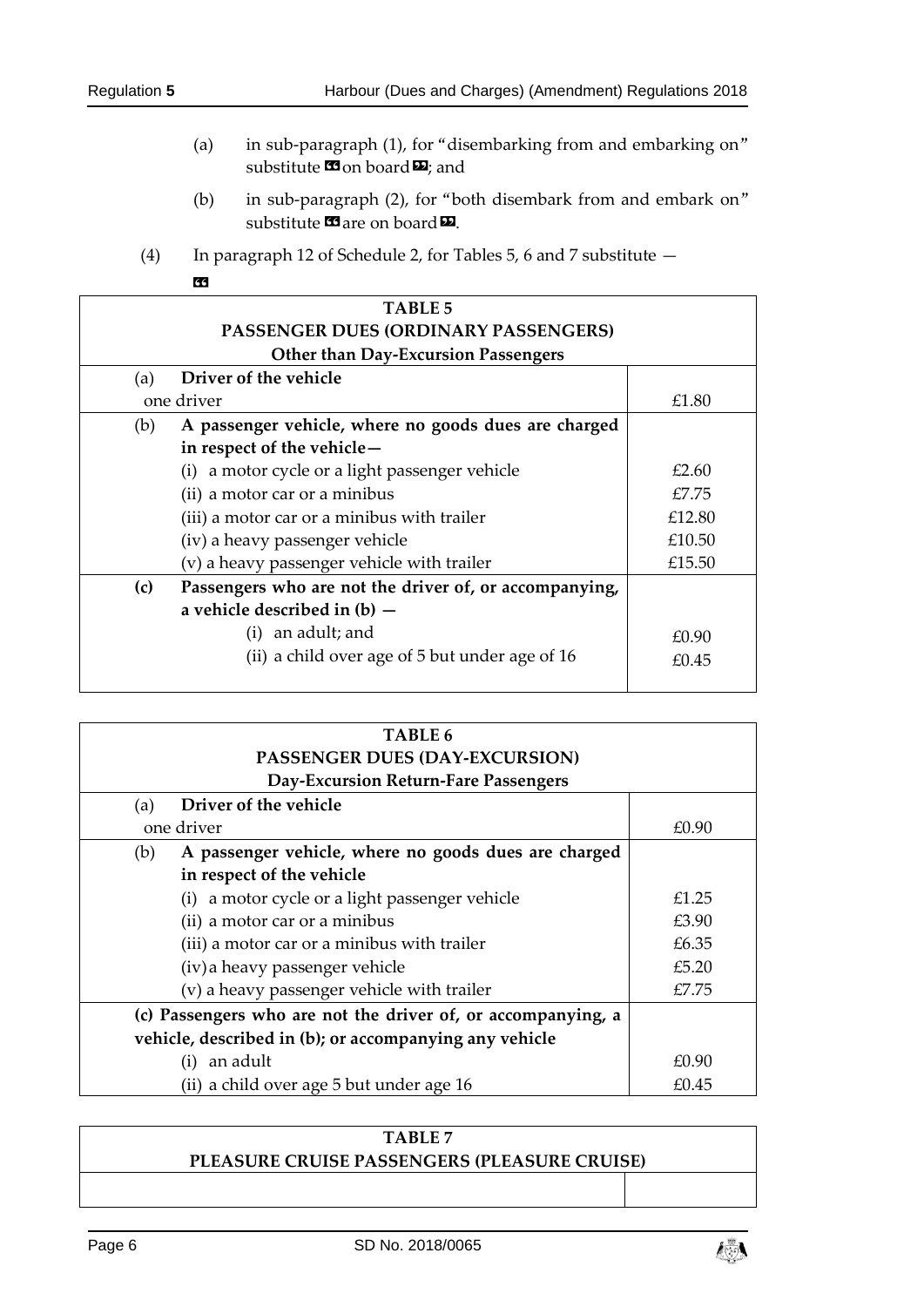(a) in sub-paragraph (1), for "disembarking from and embarking on" substitute «on board»; and

(b) in sub-paragraph (2), for "both disembark from and embark on" substitute «are on board».

(4) In paragraph 12 of Schedule 2, for Tables 5, 6 and 7 substitute —

«

| **TABLE 5**<br>**PASSENGER DUES (ORDINARY PASSENGERS)**<br>**Other than Day-Excursion Passengers** | |
|---|---|
| (a) **Driver of the vehicle** | |
| one driver | £1.80 |
| (b) **A passenger vehicle, where no goods dues are charged in respect of the vehicle—** | |
| (i) a motor cycle or a light passenger vehicle | £2.60 |
| (ii) a motor car or a minibus | £7.75 |
| (iii) a motor car or a minibus with trailer | £12.80 |
| (iv) a heavy passenger vehicle | £10.50 |
| (v) a heavy passenger vehicle with trailer | £15.50 |
| **(c) Passengers who are not the driver of, or accompanying, a vehicle described in (b) —** | |
| (i) an adult; and | £0.90 |
| (ii) a child over age of 5 but under age of 16 | £0.45 |

| **TABLE 6**<br>**PASSENGER DUES (DAY-EXCURSION)**<br>**Day-Excursion Return-Fare Passengers** | |
|---|---|
| (a) **Driver of the vehicle** | |
| one driver | £0.90 |
| (b) **A passenger vehicle, where no goods dues are charged in respect of the vehicle** | |
| (i) a motor cycle or a light passenger vehicle | £1.25 |
| (ii) a motor car or a minibus | £3.90 |
| (iii) a motor car or a minibus with trailer | £6.35 |
| (iv) a heavy passenger vehicle | £5.20 |
| (v) a heavy passenger vehicle with trailer | £7.75 |
| **(c) Passengers who are not the driver of, or accompanying, a vehicle, described in (b); or accompanying any vehicle** | |
| (i) an adult | £0.90 |
| (ii) a child over age 5 but under age 16 | £0.45 |

| **TABLE 7**<br>**PLEASURE CRUISE PASSENGERS (PLEASURE CRUISE)** | |
|---|---|
| | |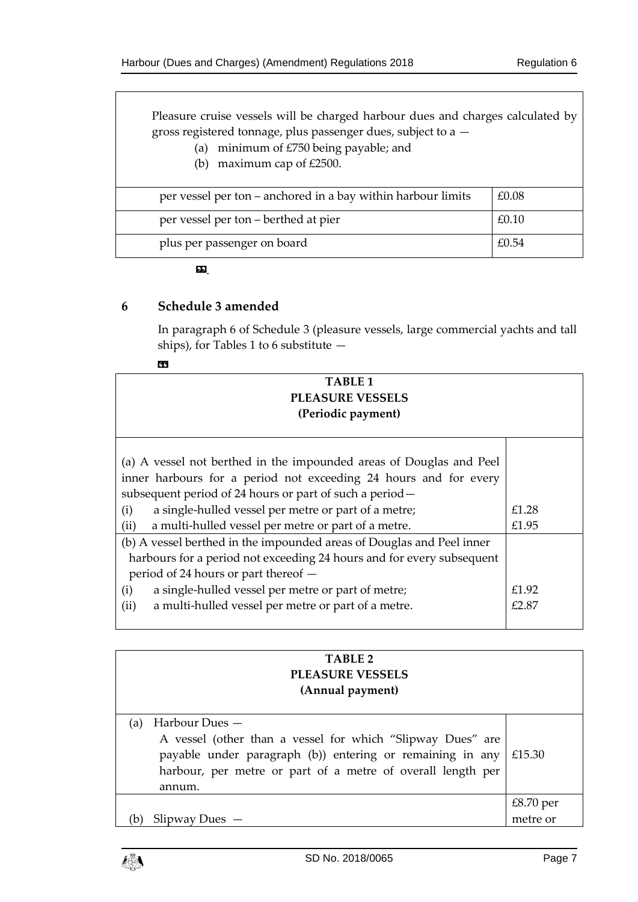Pleasure cruise vessels will be charged harbour dues and charges calculated by gross registered tonnage, plus passenger dues, subject to a —

(a) minimum of £750 being payable; and

(b) maximum cap of £2500.

| | |
|---|---|
| per vessel per ton – anchored in a bay within harbour limits | £0.08 |
| per vessel per ton – berthed at pier | £0.10 |
| plus per passenger on board | £0.54 |

”.

## 6 Schedule 3 amended

In paragraph 6 of Schedule 3 (pleasure vessels, large commercial yachts and tall ships), for Tables 1 to 6 substitute —

“

**TABLE 1**
**PLEASURE VESSELS**
**(Periodic payment)**

| | |
|---|---|
| (a) A vessel not berthed in the impounded areas of Douglas and Peel inner harbours for a period not exceeding 24 hours and for every subsequent period of 24 hours or part of such a period— (i) a single-hulled vessel per metre or part of a metre; (ii) a multi-hulled vessel per metre or part of a metre. | £1.28 £1.95 |
| (b) A vessel berthed in the impounded areas of Douglas and Peel inner harbours for a period not exceeding 24 hours and for every subsequent period of 24 hours or part thereof — (i) a single-hulled vessel per metre or part of metre; (ii) a multi-hulled vessel per metre or part of a metre. | £1.92 £2.87 |

**TABLE 2**
**PLEASURE VESSELS**
**(Annual payment)**

| | |
|---|---|
| (a) Harbour Dues — A vessel (other than a vessel for which “Slipway Dues” are payable under paragraph (b)) entering or remaining in any harbour, per metre or part of a metre of overall length per annum. | £15.30 |
| (b) Slipway Dues — | £8.70 per metre or |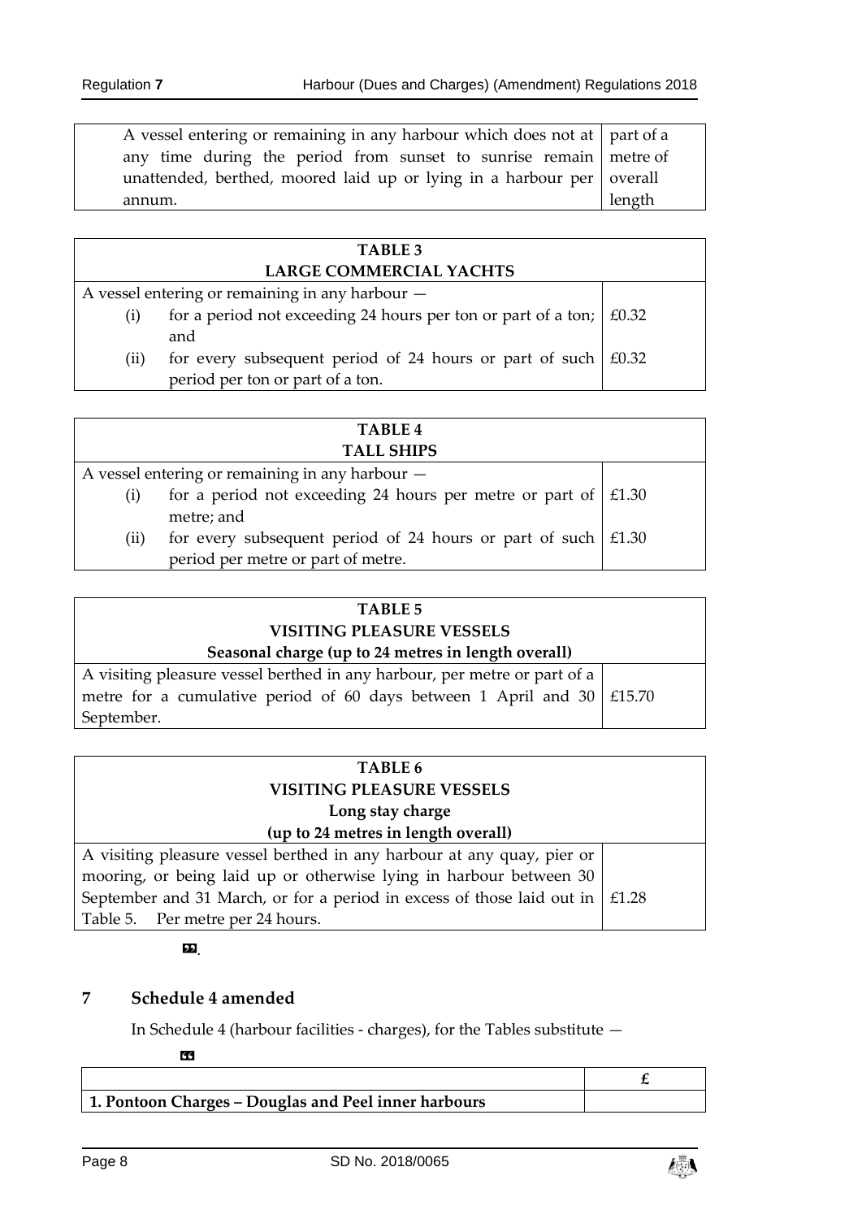| | |
|---|---|
| A vessel entering or remaining in any harbour which does not at any time during the period from sunset to sunrise remain unattended, berthed, moored laid up or lying in a harbour per annum. | part of a metre of overall length |

| TABLE 3<br>LARGE COMMERCIAL YACHTS | |
|---|---|
| A vessel entering or remaining in any harbour — | |
| (i) for a period not exceeding 24 hours per ton or part of a ton; and | £0.32 |
| (ii) for every subsequent period of 24 hours or part of such period per ton or part of a ton. | £0.32 |

| TABLE 4<br>TALL SHIPS | |
|---|---|
| A vessel entering or remaining in any harbour — | |
| (i) for a period not exceeding 24 hours per metre or part of metre; and | £1.30 |
| (ii) for every subsequent period of 24 hours or part of such period per metre or part of metre. | £1.30 |

| TABLE 5<br>VISITING PLEASURE VESSELS<br>Seasonal charge (up to 24 metres in length overall) | |
|---|---|
| A visiting pleasure vessel berthed in any harbour, per metre or part of a metre for a cumulative period of 60 days between 1 April and 30 September. | £15.70 |

| TABLE 6<br>VISITING PLEASURE VESSELS<br>Long stay charge<br>(up to 24 metres in length overall) | |
|---|---|
| A visiting pleasure vessel berthed in any harbour at any quay, pier or mooring, or being laid up or otherwise lying in harbour between 30 September and 31 March, or for a period in excess of those laid out in Table 5. Per metre per 24 hours. | £1.28 |

».

## 7 Schedule 4 amended

In Schedule 4 (harbour facilities - charges), for the Tables substitute —

«

| | £ |
|---|---|
| **1. Pontoon Charges – Douglas and Peel inner harbours** | |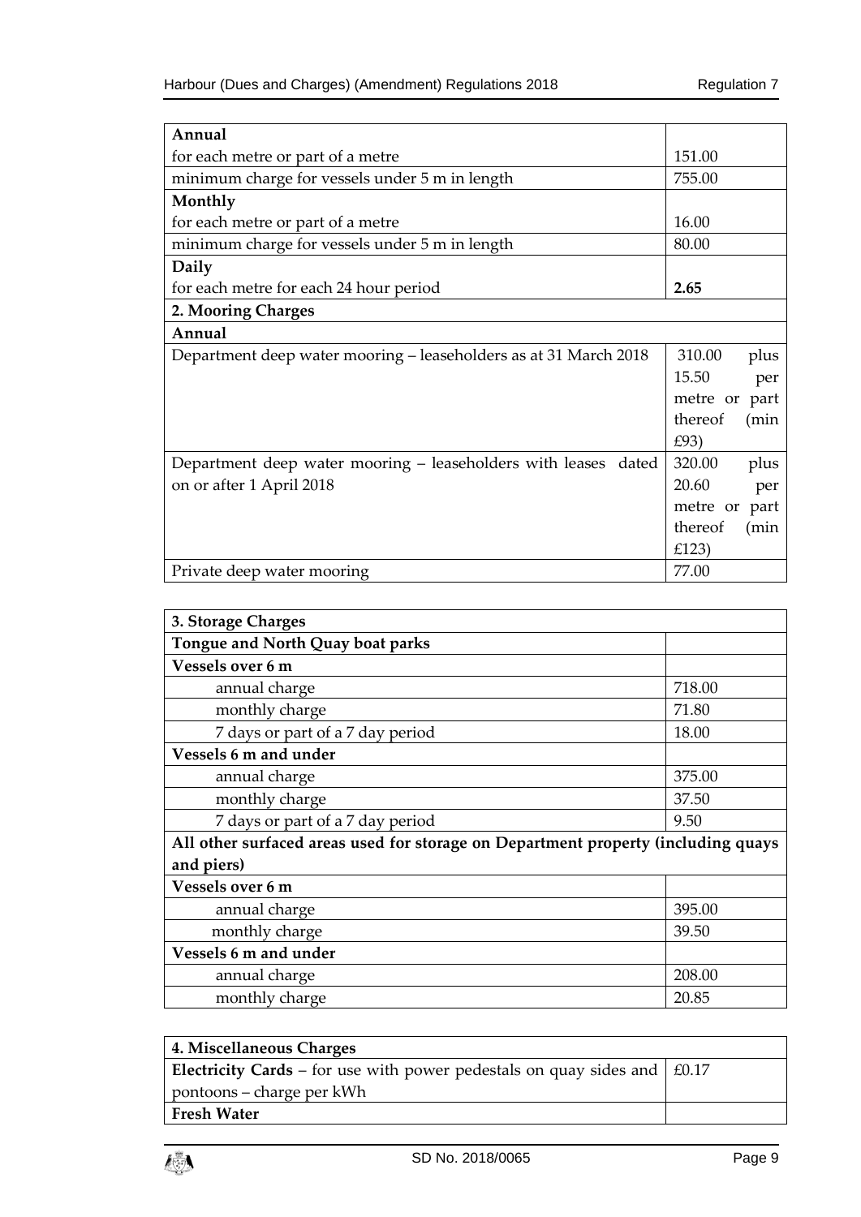| **Annual** | |
|---|---|
| for each metre or part of a metre | 151.00 |
| minimum charge for vessels under 5 m in length | 755.00 |
| **Monthly** | |
| for each metre or part of a metre | 16.00 |
| minimum charge for vessels under 5 m in length | 80.00 |
| **Daily** | |
| for each metre for each 24 hour period | **2.65** |
| **2. Mooring Charges** | |
| **Annual** | |
| Department deep water mooring – leaseholders as at 31 March 2018 | 310.00 plus 15.50 per metre or part thereof (min £93) |
| Department deep water mooring – leaseholders with leases dated on or after 1 April 2018 | 320.00 plus 20.60 per metre or part thereof (min £123) |
| Private deep water mooring | 77.00 |

| **3. Storage Charges** | |
|---|---|
| **Tongue and North Quay boat parks** | |
| **Vessels over 6 m** | |
| annual charge | 718.00 |
| monthly charge | 71.80 |
| 7 days or part of a 7 day period | 18.00 |
| **Vessels 6 m and under** | |
| annual charge | 375.00 |
| monthly charge | 37.50 |
| 7 days or part of a 7 day period | 9.50 |
| **All other surfaced areas used for storage on Department property (including quays and piers)** | |
| **Vessels over 6 m** | |
| annual charge | 395.00 |
| monthly charge | 39.50 |
| **Vessels 6 m and under** | |
| annual charge | 208.00 |
| monthly charge | 20.85 |

| **4. Miscellaneous Charges** | |
|---|---|
| **Electricity Cards** – for use with power pedestals on quay sides and pontoons – charge per kWh | £0.17 |
| **Fresh Water** | |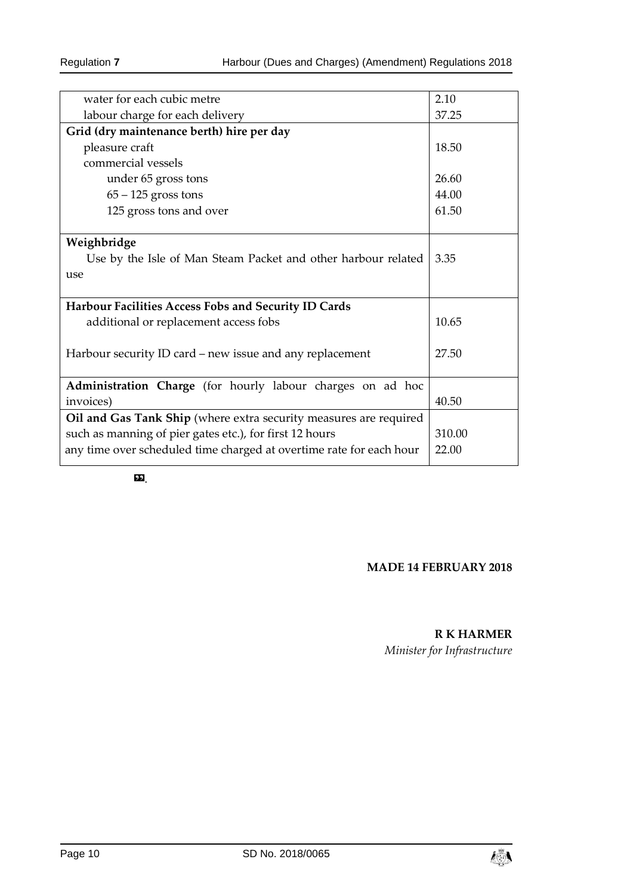| | |
|---|---|
| water for each cubic metre | 2.10 |
| labour charge for each delivery | 37.25 |
| **Grid (dry maintenance berth) hire per day** | |
| pleasure craft | 18.50 |
| commercial vessels | |
| under 65 gross tons | 26.60 |
| 65 – 125 gross tons | 44.00 |
| 125 gross tons and over | 61.50 |
| **Weighbridge** | |
| Use by the Isle of Man Steam Packet and other harbour related use | 3.35 |
| **Harbour Facilities Access Fobs and Security ID Cards** | |
| additional or replacement access fobs | 10.65 |
| Harbour security ID card – new issue and any replacement | 27.50 |
| **Administration Charge** (for hourly labour charges on ad hoc invoices) | 40.50 |
| **Oil and Gas Tank Ship** (where extra security measures are required such as manning of pier gates etc.), for first 12 hours | 310.00 |
| any time over scheduled time charged at overtime rate for each hour | 22.00 |

».

**MADE 14 FEBRUARY 2018**

**R K HARMER**
*Minister for Infrastructure*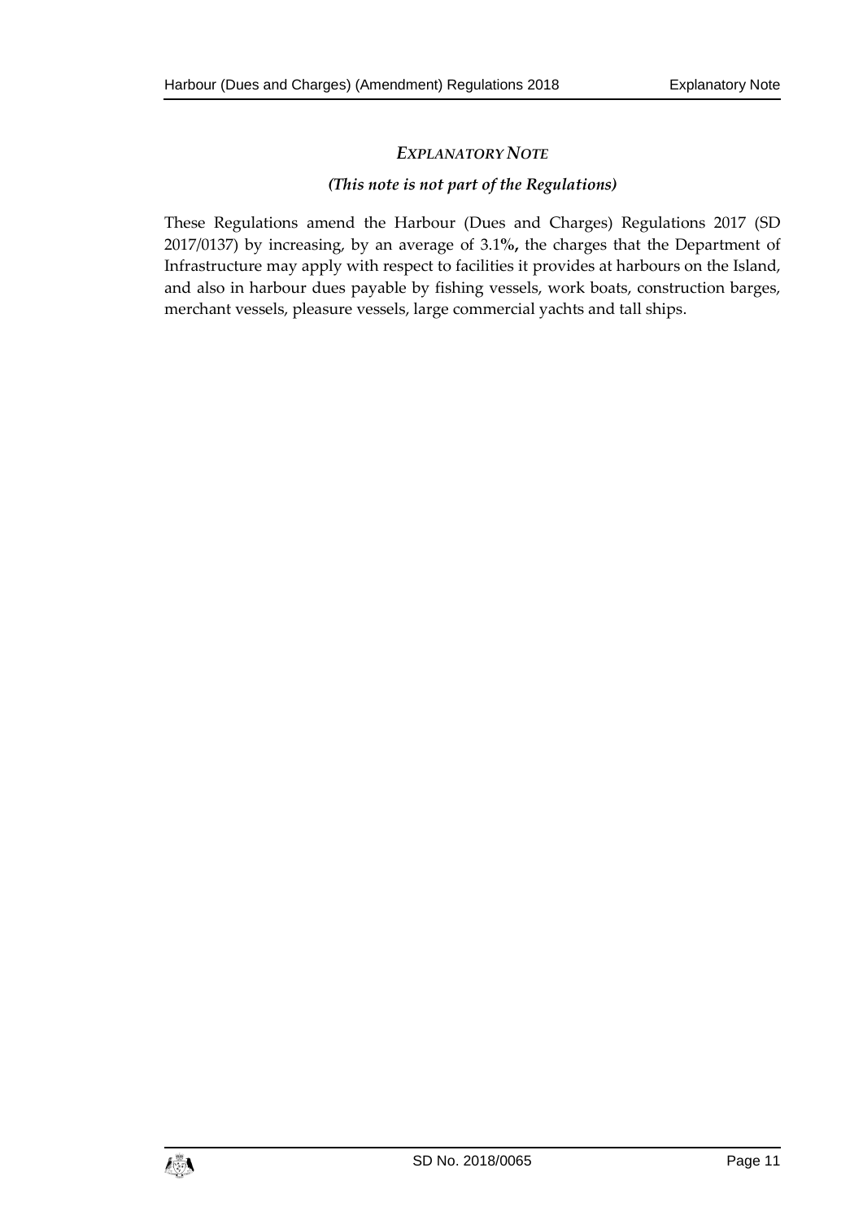## *EXPLANATORY NOTE*

***(This note is not part of the Regulations)***

These Regulations amend the Harbour (Dues and Charges) Regulations 2017 (SD 2017/0137) by increasing, by an average of 3.1**%,** the charges that the Department of Infrastructure may apply with respect to facilities it provides at harbours on the Island, and also in harbour dues payable by fishing vessels, work boats, construction barges, merchant vessels, pleasure vessels, large commercial yachts and tall ships.